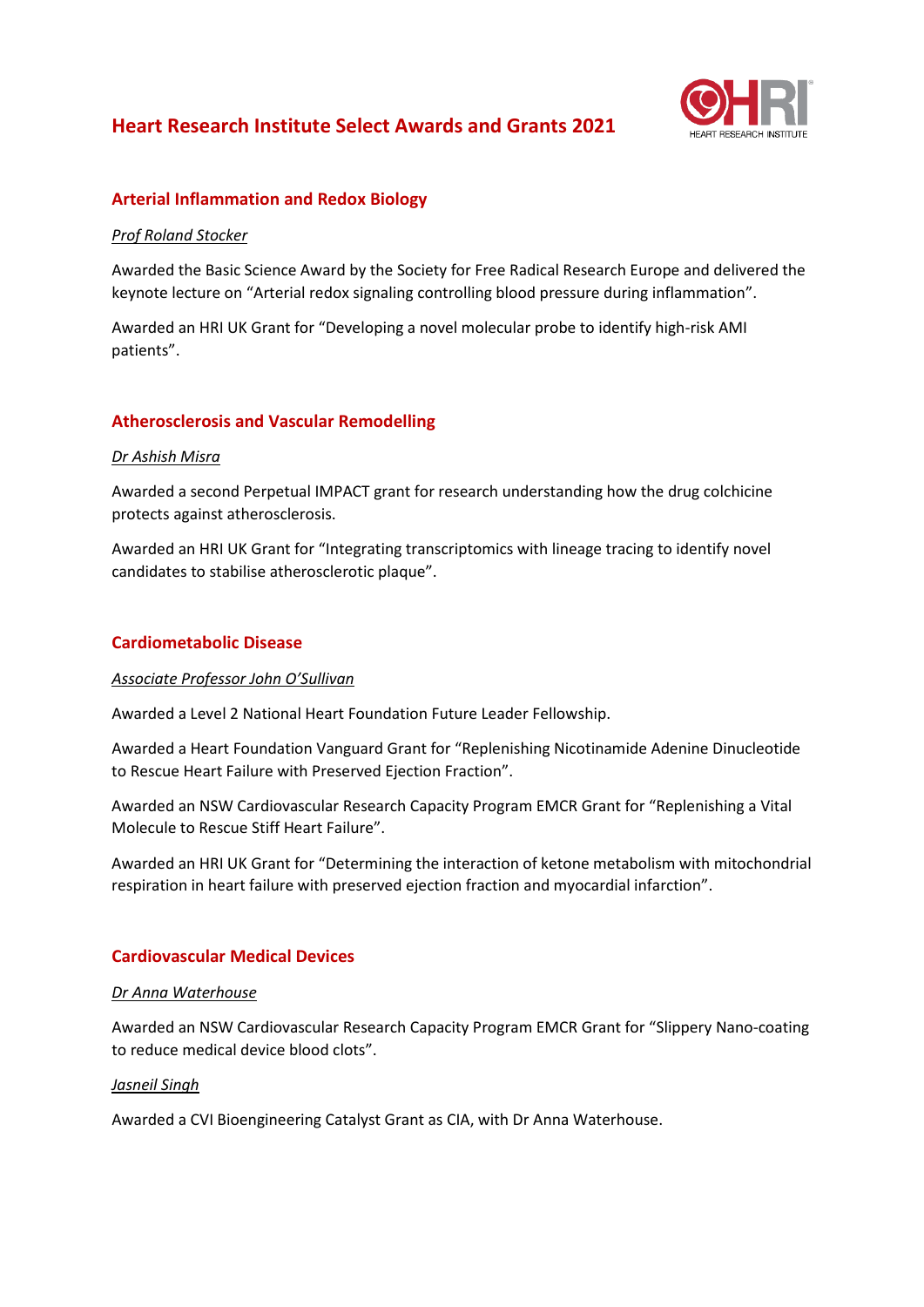# Heart Research Institute Select Awards and Grants 2021

## Arterial Inflammation and Redox Biology

*Prof Roland Stocker*

Awarded the Basic Science Award by the Society for Free Radical Research Europe and delivered the keynote lecture on "Arterial redox signaling controlling blood pressure during inflammation".

Awarded an HRI UK Grant for "Developing a novel molecular probe to identify high-risk AMI patients".

## Atherosclerosis and Vascular Remodelling

*Dr Ashish Misra*

Awarded a second Perpetual IMPACT grant for research understanding how the drug colchicine protects against atherosclerosis.

Awarded an HRI UK Grant for "Integrating transcriptomics with lineage tracing to identify novel candidates to stabilise atherosclerotic plaque".

## Cardiometabolic Disease

*Associate Professor John O'Sullivan*

Awarded a Level 2 National Heart Foundation Future Leader Fellowship.

Awarded a Heart Foundation Vanguard Grant for "Replenishing Nicotinamide Adenine Dinucleotide to Rescue Heart Failure with Preserved Ejection Fraction".

Awarded an NSW Cardiovascular Research Capacity Program EMCR Grant for "Replenishing a Vital Molecule to Rescue Stiff Heart Failure".

Awarded an HRI UK Grant for "Determining the interaction of ketone metabolism with mitochondrial respiration in heart failure with preserved ejection fraction and myocardial infarction".

## Cardiovascular Medical Devices

*Dr Anna Waterhouse*

Awarded an NSW Cardiovascular Research Capacity Program EMCR Grant for "Slippery Nano-coating to reduce medical device blood clots".

*Jasneil Singh*

Awarded a CVI Bioengineering Catalyst Grant as CIA, with Dr Anna Waterhouse.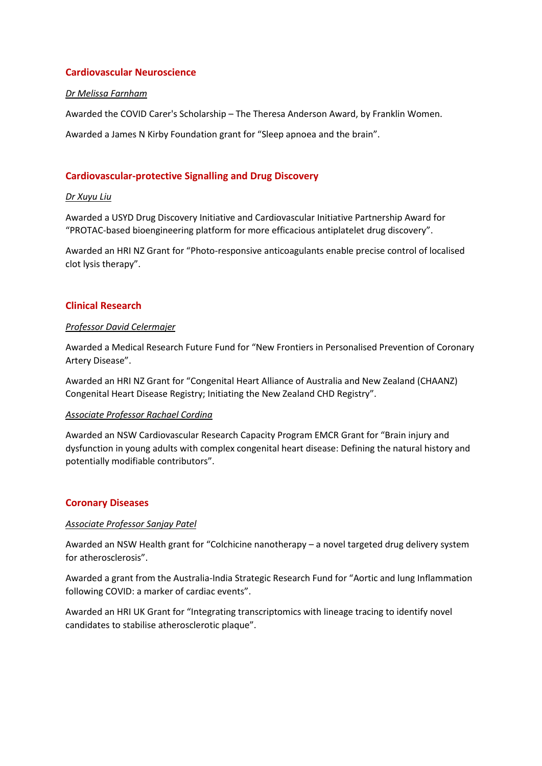## Cardiovascular Neuroscience

*Dr Melissa Farnham*

Awarded the COVID Carer's Scholarship – The Theresa Anderson Award, by Franklin Women.

Awarded a James N Kirby Foundation grant for “Sleep apnoea and the brain”.

## Cardiovascular-protective Signalling and Drug Discovery

*Dr Xuyu Liu*

Awarded a USYD Drug Discovery Initiative and Cardiovascular Initiative Partnership Award for “PROTAC-based bioengineering platform for more efficacious antiplatelet drug discovery”.

Awarded an HRI NZ Grant for “Photo-responsive anticoagulants enable precise control of localised clot lysis therapy”.

## Clinical Research

*Professor David Celermajer*

Awarded a Medical Research Future Fund for “New Frontiers in Personalised Prevention of Coronary Artery Disease”.

Awarded an HRI NZ Grant for “Congenital Heart Alliance of Australia and New Zealand (CHAANZ) Congenital Heart Disease Registry; Initiating the New Zealand CHD Registry”.

*Associate Professor Rachael Cordina*

Awarded an NSW Cardiovascular Research Capacity Program EMCR Grant for “Brain injury and dysfunction in young adults with complex congenital heart disease: Defining the natural history and potentially modifiable contributors”.

## Coronary Diseases

*Associate Professor Sanjay Patel*

Awarded an NSW Health grant for “Colchicine nanotherapy – a novel targeted drug delivery system for atherosclerosis”.

Awarded a grant from the Australia-India Strategic Research Fund for “Aortic and lung Inflammation following COVID: a marker of cardiac events”.

Awarded an HRI UK Grant for “Integrating transcriptomics with lineage tracing to identify novel candidates to stabilise atherosclerotic plaque”.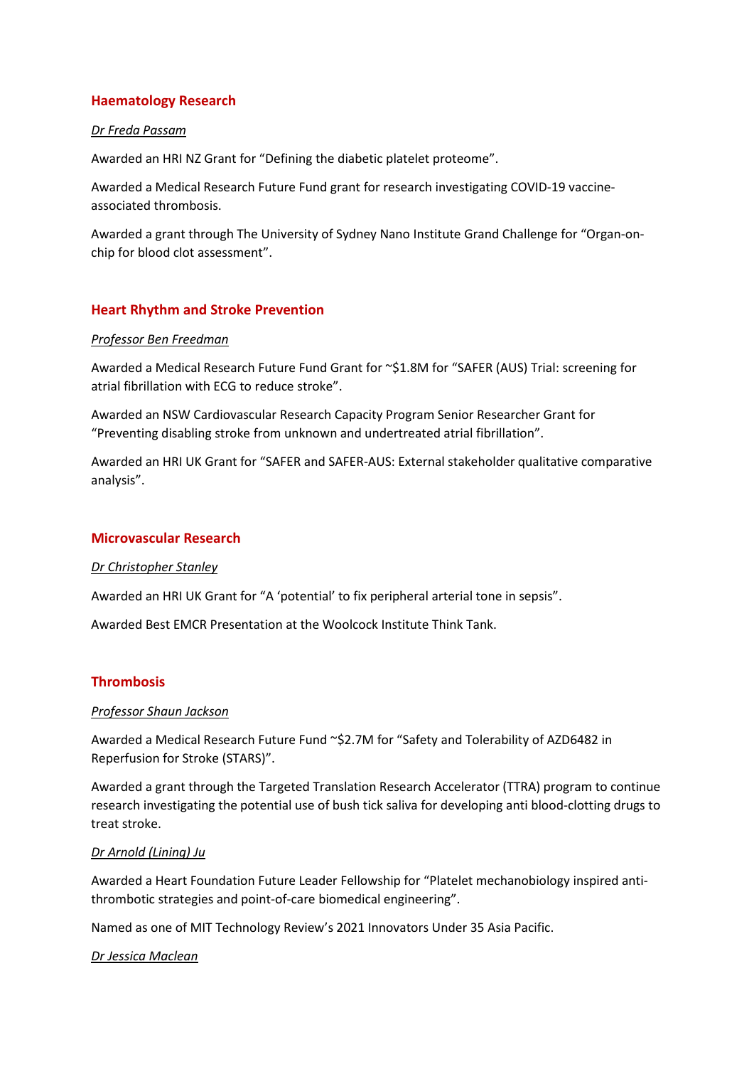## Haematology Research

*Dr Freda Passam*

Awarded an HRI NZ Grant for "Defining the diabetic platelet proteome".

Awarded a Medical Research Future Fund grant for research investigating COVID-19 vaccine-associated thrombosis.

Awarded a grant through The University of Sydney Nano Institute Grand Challenge for "Organ-on-chip for blood clot assessment".

## Heart Rhythm and Stroke Prevention

*Professor Ben Freedman*

Awarded a Medical Research Future Fund Grant for ~$1.8M for "SAFER (AUS) Trial: screening for atrial fibrillation with ECG to reduce stroke".

Awarded an NSW Cardiovascular Research Capacity Program Senior Researcher Grant for "Preventing disabling stroke from unknown and undertreated atrial fibrillation".

Awarded an HRI UK Grant for "SAFER and SAFER-AUS: External stakeholder qualitative comparative analysis".

## Microvascular Research

*Dr Christopher Stanley*

Awarded an HRI UK Grant for "A 'potential' to fix peripheral arterial tone in sepsis".

Awarded Best EMCR Presentation at the Woolcock Institute Think Tank.

## Thrombosis

*Professor Shaun Jackson*

Awarded a Medical Research Future Fund ~$2.7M for "Safety and Tolerability of AZD6482 in Reperfusion for Stroke (STARS)".

Awarded a grant through the Targeted Translation Research Accelerator (TTRA) program to continue research investigating the potential use of bush tick saliva for developing anti blood-clotting drugs to treat stroke.

*Dr Arnold (Lining) Ju*

Awarded a Heart Foundation Future Leader Fellowship for "Platelet mechanobiology inspired anti-thrombotic strategies and point-of-care biomedical engineering".

Named as one of MIT Technology Review's 2021 Innovators Under 35 Asia Pacific.

*Dr Jessica Maclean*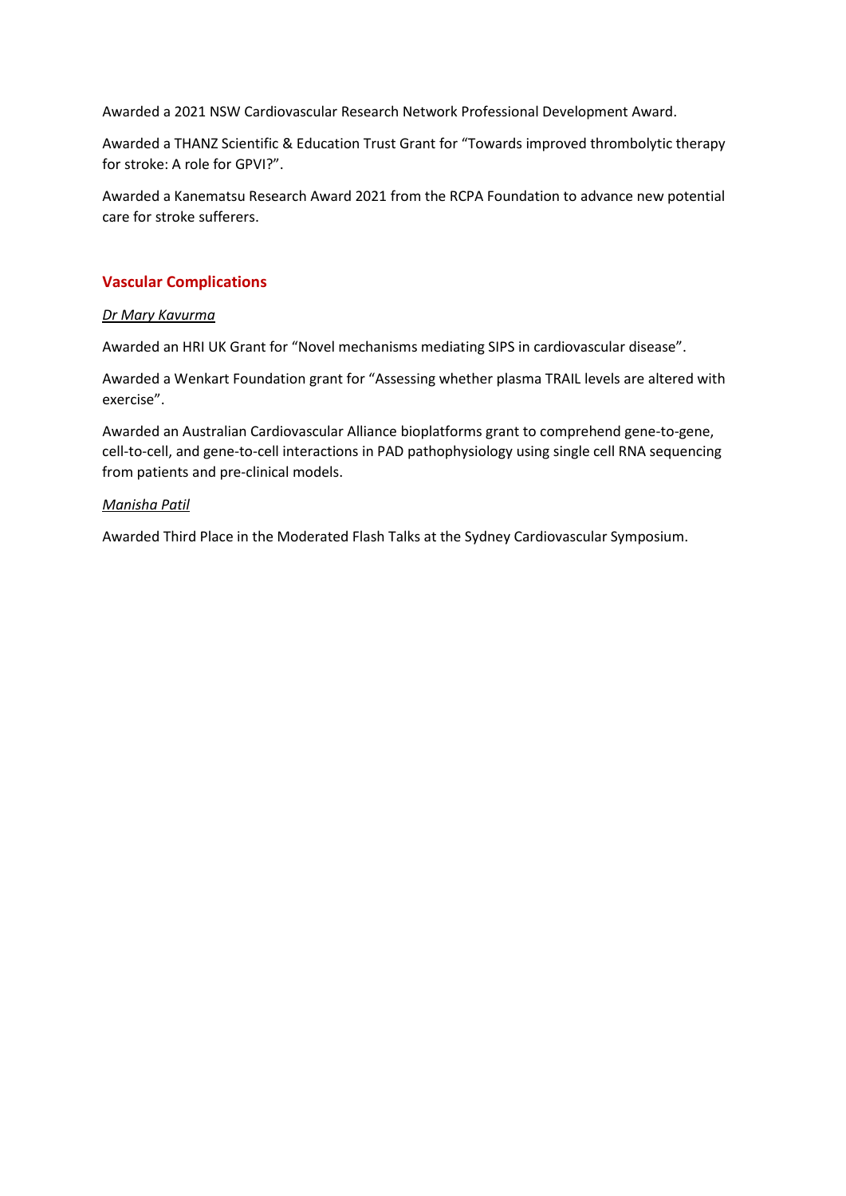Awarded a 2021 NSW Cardiovascular Research Network Professional Development Award.

Awarded a THANZ Scientific & Education Trust Grant for "Towards improved thrombolytic therapy for stroke: A role for GPVI?".

Awarded a Kanematsu Research Award 2021 from the RCPA Foundation to advance new potential care for stroke sufferers.

## Vascular Complications

*Dr Mary Kavurma*

Awarded an HRI UK Grant for "Novel mechanisms mediating SIPS in cardiovascular disease".

Awarded a Wenkart Foundation grant for "Assessing whether plasma TRAIL levels are altered with exercise".

Awarded an Australian Cardiovascular Alliance bioplatforms grant to comprehend gene-to-gene, cell-to-cell, and gene-to-cell interactions in PAD pathophysiology using single cell RNA sequencing from patients and pre-clinical models.

*Manisha Patil*

Awarded Third Place in the Moderated Flash Talks at the Sydney Cardiovascular Symposium.